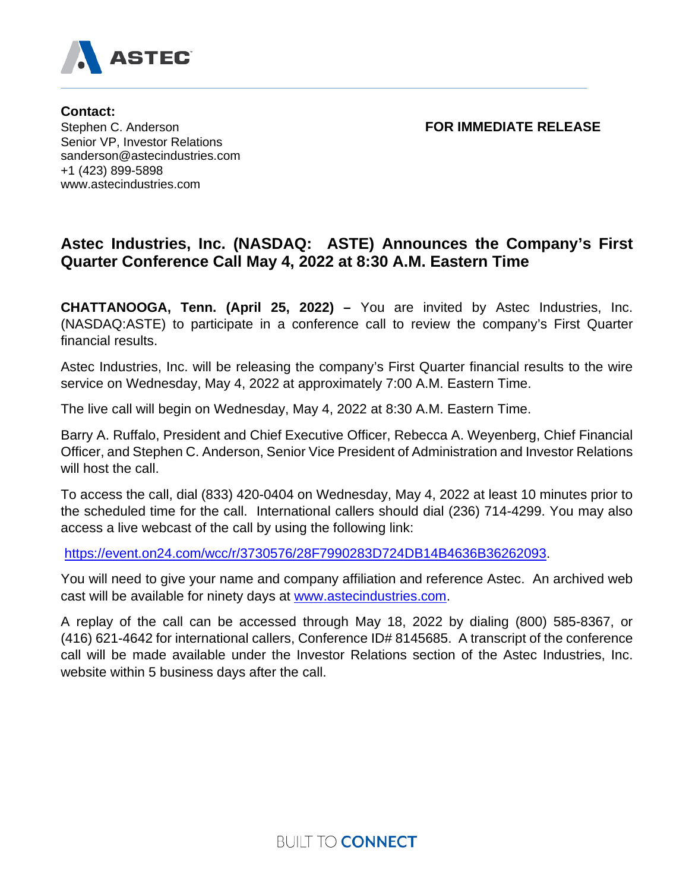ASTEC

**Contact:**
Stephen C. Anderson
Senior VP, Investor Relations
sanderson@astecindustries.com
+1 (423) 899-5898
www.astecindustries.com

**FOR IMMEDIATE RELEASE**

# Astec Industries, Inc. (NASDAQ: ASTE) Announces the Company's First Quarter Conference Call May 4, 2022 at 8:30 A.M. Eastern Time

**CHATTANOOGA, Tenn. (April 25, 2022) –** You are invited by Astec Industries, Inc. (NASDAQ:ASTE) to participate in a conference call to review the company's First Quarter financial results.

Astec Industries, Inc. will be releasing the company's First Quarter financial results to the wire service on Wednesday, May 4, 2022 at approximately 7:00 A.M. Eastern Time.

The live call will begin on Wednesday, May 4, 2022 at 8:30 A.M. Eastern Time.

Barry A. Ruffalo, President and Chief Executive Officer, Rebecca A. Weyenberg, Chief Financial Officer, and Stephen C. Anderson, Senior Vice President of Administration and Investor Relations will host the call.

To access the call, dial (833) 420-0404 on Wednesday, May 4, 2022 at least 10 minutes prior to the scheduled time for the call. International callers should dial (236) 714-4299. You may also access a live webcast of the call by using the following link:

https://event.on24.com/wcc/r/3730576/28F7990283D724DB14B4636B36262093.

You will need to give your name and company affiliation and reference Astec. An archived web cast will be available for ninety days at www.astecindustries.com.

A replay of the call can be accessed through May 18, 2022 by dialing (800) 585-8367, or (416) 621-4642 for international callers, Conference ID# 8145685. A transcript of the conference call will be made available under the Investor Relations section of the Astec Industries, Inc. website within 5 business days after the call.

BUILT TO **CONNECT**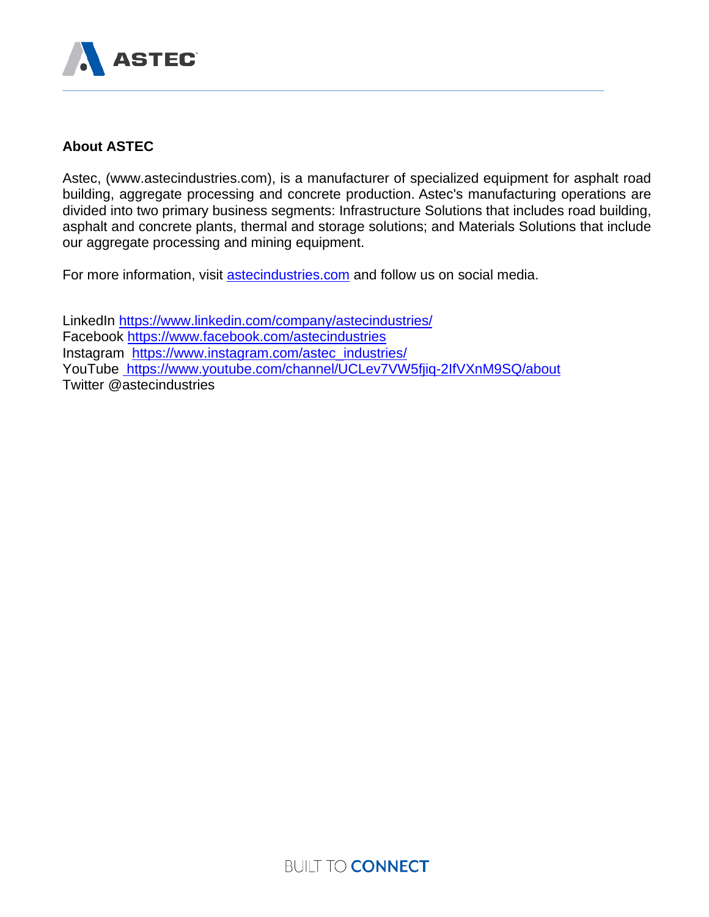## About ASTEC

Astec, (www.astecindustries.com), is a manufacturer of specialized equipment for asphalt road building, aggregate processing and concrete production. Astec's manufacturing operations are divided into two primary business segments: Infrastructure Solutions that includes road building, asphalt and concrete plants, thermal and storage solutions; and Materials Solutions that include our aggregate processing and mining equipment.

For more information, visit astecindustries.com and follow us on social media.

LinkedIn https://www.linkedin.com/company/astecindustries/
Facebook https://www.facebook.com/astecindustries
Instagram https://www.instagram.com/astec_industries/
YouTube https://www.youtube.com/channel/UCLev7VW5fjiq-2IfVXnM9SQ/about
Twitter @astecindustries